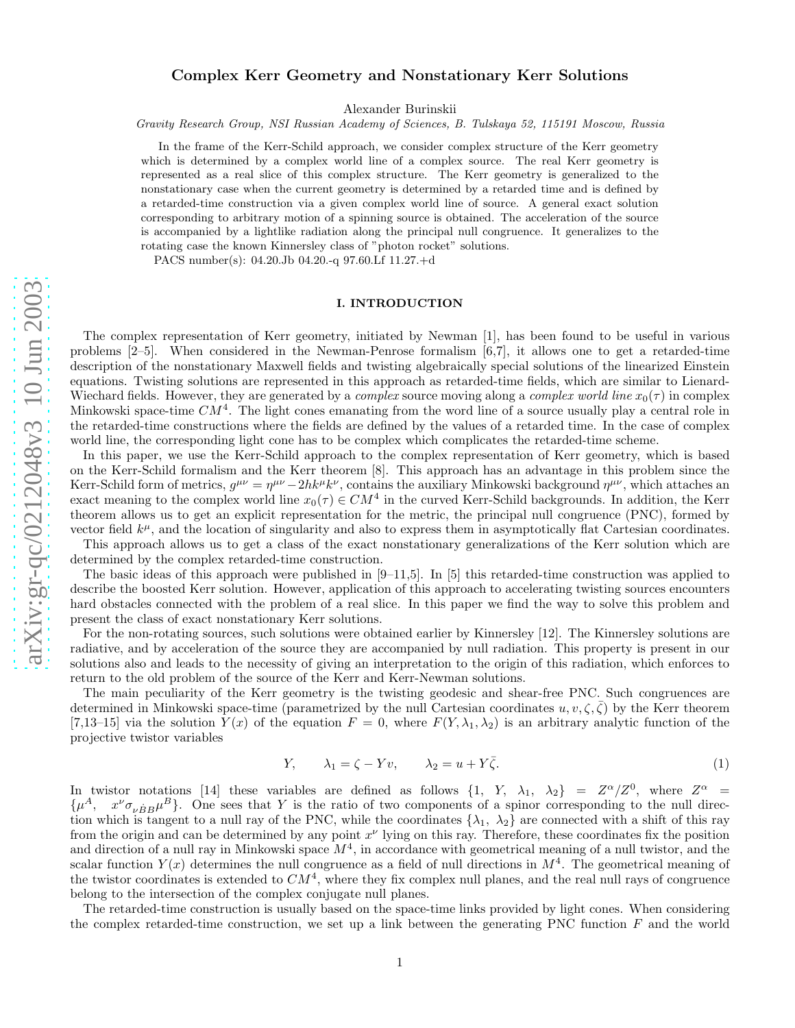# Complex Kerr Geometry and Nonstationary Kerr Solutions

Alexander Burinskii

*Gravity Research Group, NSI Russian Academy of Sciences, B. Tulskaya 52, 115191 Moscow, Russia*

In the frame of the Kerr-Schild approach, we consider complex structure of the Kerr geometry which is determined by a complex world line of a complex source. The real Kerr geometry is represented as a real slice of this complex structure. The Kerr geometry is generalized to the nonstationary case when the current geometry is determined by a retarded time and is defined by a retarded-time construction via a given complex world line of source. A general exact solution corresponding to arbitrary motion of a spinning source is obtained. The acceleration of the source is accompanied by a lightlike radiation along the principal null congruence. It generalizes to the rotating case the known Kinnersley class of "photon rocket" solutions.

PACS number(s): 04.20.Jb 04.20.-q 97.60.Lf 11.27.+d

## I. INTRODUCTION

The complex representation of Kerr geometry, initiated by Newman [1], has been found to be useful in various problems [2–5]. When considered in the Newman-Penrose formalism [6,7], it allows one to get a retarded-time description of the nonstationary Maxwell fields and twisting algebraically special solutions of the linearized Einstein equations. Twisting solutions are represented in this approach as retarded-time fields, which are similar to Lienard-Wiechard fields. However, they are generated by a *complex* source moving along a *complex world line* $x_0(\tau)$ in complex Minkowski space-time $CM^4$. The light cones emanating from the word line of a source usually play a central role in the retarded-time constructions where the fields are defined by the values of a retarded time. In the case of complex world line, the corresponding light cone has to be complex which complicates the retarded-time scheme.

In this paper, we use the Kerr-Schild approach to the complex representation of Kerr geometry, which is based on the Kerr-Schild formalism and the Kerr theorem [8]. This approach has an advantage in this problem since the Kerr-Schild form of metrics, $g^{\mu\nu} = \eta^{\mu\nu} - 2hk^\mu k^\nu$, contains the auxiliary Minkowski background $\eta^{\mu\nu}$, which attaches an exact meaning to the complex world line $x_0(\tau) \in CM^4$ in the curved Kerr-Schild backgrounds. In addition, the Kerr theorem allows us to get an explicit representation for the metric, the principal null congruence (PNC), formed by vector field $k^\mu$, and the location of singularity and also to express them in asymptotically flat Cartesian coordinates.

This approach allows us to get a class of the exact nonstationary generalizations of the Kerr solution which are determined by the complex retarded-time construction.

The basic ideas of this approach were published in [9–11,5]. In [5] this retarded-time construction was applied to describe the boosted Kerr solution. However, application of this approach to accelerating twisting sources encounters hard obstacles connected with the problem of a real slice. In this paper we find the way to solve this problem and present the class of exact nonstationary Kerr solutions.

For the non-rotating sources, such solutions were obtained earlier by Kinnersley [12]. The Kinnersley solutions are radiative, and by acceleration of the source they are accompanied by null radiation. This property is present in our solutions also and leads to the necessity of giving an interpretation to the origin of this radiation, which enforces to return to the old problem of the source of the Kerr and Kerr-Newman solutions.

The main peculiarity of the Kerr geometry is the twisting geodesic and shear-free PNC. Such congruences are determined in Minkowski space-time (parametrized by the null Cartesian coordinates $u, v, \zeta, \bar\zeta$) by the Kerr theorem [7,13–15] via the solution $Y(x)$ of the equation $F = 0$, where $F(Y, \lambda_1, \lambda_2)$ is an arbitrary analytic function of the projective twistor variables

$$Y, \qquad \lambda_1 = \zeta - Yv, \qquad \lambda_2 = u + Y\bar\zeta. \tag{1}$$

In twistor notations [14] these variables are defined as follows $\{1,\ Y,\ \lambda_1,\ \lambda_2\} = Z^\alpha/Z^0$, where $Z^\alpha = \{\mu^A,\quad x^\nu \sigma_{\nu \dot B B}\mu^B\}$. One sees that $Y$ is the ratio of two components of a spinor corresponding to the null direction which is tangent to a null ray of the PNC, while the coordinates $\{\lambda_1,\ \lambda_2\}$ are connected with a shift of this ray from the origin and can be determined by any point $x^\nu$ lying on this ray. Therefore, these coordinates fix the position and direction of a null ray in Minkowski space $M^4$, in accordance with geometrical meaning of a null twistor, and the scalar function $Y(x)$ determines the null congruence as a field of null directions in $M^4$. The geometrical meaning of the twistor coordinates is extended to $CM^4$, where they fix complex null planes, and the real null rays of congruence belong to the intersection of the complex conjugate null planes.

The retarded-time construction is usually based on the space-time links provided by light cones. When considering the complex retarded-time construction, we set up a link between the generating PNC function $F$ and the world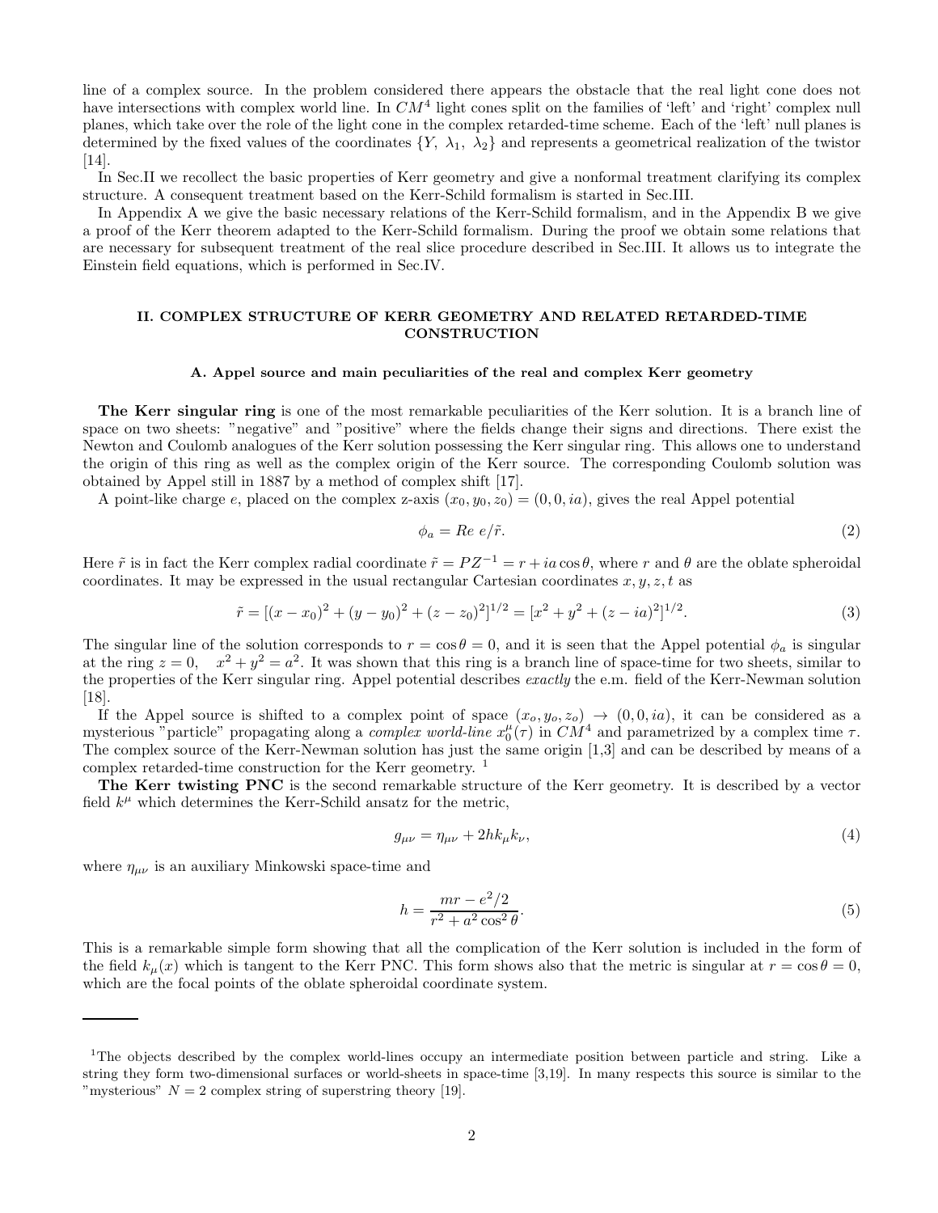line of a complex source. In the problem considered there appears the obstacle that the real light cone does not have intersections with complex world line. In $CM^4$ light cones split on the families of 'left' and 'right' complex null planes, which take over the role of the light cone in the complex retarded-time scheme. Each of the 'left' null planes is determined by the fixed values of the coordinates $\{Y, \lambda_1, \lambda_2\}$ and represents a geometrical realization of the twistor [14].

In Sec.II we recollect the basic properties of Kerr geometry and give a nonformal treatment clarifying its complex structure. A consequent treatment based on the Kerr-Schild formalism is started in Sec.III.

In Appendix A we give the basic necessary relations of the Kerr-Schild formalism, and in the Appendix B we give a proof of the Kerr theorem adapted to the Kerr-Schild formalism. During the proof we obtain some relations that are necessary for subsequent treatment of the real slice procedure described in Sec.III. It allows us to integrate the Einstein field equations, which is performed in Sec.IV.

## II. COMPLEX STRUCTURE OF KERR GEOMETRY AND RELATED RETARDED-TIME CONSTRUCTION

### A. Appel source and main peculiarities of the real and complex Kerr geometry

**The Kerr singular ring** is one of the most remarkable peculiarities of the Kerr solution. It is a branch line of space on two sheets: "negative" and "positive" where the fields change their signs and directions. There exist the Newton and Coulomb analogues of the Kerr solution possessing the Kerr singular ring. This allows one to understand the origin of this ring as well as the complex origin of the Kerr source. The corresponding Coulomb solution was obtained by Appel still in 1887 by a method of complex shift [17].

A point-like charge $e$, placed on the complex z-axis $(x_0, y_0, z_0) = (0, 0, ia)$, gives the real Appel potential

$$\phi_a = Re\ e/\tilde{r}. \tag{2}$$

Here $\tilde{r}$ is in fact the Kerr complex radial coordinate $\tilde{r} = PZ^{-1} = r + ia\cos\theta$, where $r$ and $\theta$ are the oblate spheroidal coordinates. It may be expressed in the usual rectangular Cartesian coordinates $x, y, z, t$ as

$$\tilde{r} = [(x - x_0)^2 + (y - y_0)^2 + (z - z_0)^2]^{1/2} = [x^2 + y^2 + (z - ia)^2]^{1/2}. \tag{3}$$

The singular line of the solution corresponds to $r = \cos\theta = 0$, and it is seen that the Appel potential $\phi_a$ is singular at the ring $z = 0, \quad x^2 + y^2 = a^2$. It was shown that this ring is a branch line of space-time for two sheets, similar to the properties of the Kerr singular ring. Appel potential describes *exactly* the e.m. field of the Kerr-Newman solution [18].

If the Appel source is shifted to a complex point of space $(x_o, y_o, z_o) \rightarrow (0, 0, ia)$, it can be considered as a mysterious "particle" propagating along a *complex world-line* $x_0^\mu(\tau)$ in $CM^4$ and parametrized by a complex time $\tau$. The complex source of the Kerr-Newman solution has just the same origin [1,3] and can be described by means of a complex retarded-time construction for the Kerr geometry. [1]

**The Kerr twisting PNC** is the second remarkable structure of the Kerr geometry. It is described by a vector field $k^\mu$ which determines the Kerr-Schild ansatz for the metric,

$$g_{\mu\nu} = \eta_{\mu\nu} + 2hk_\mu k_\nu, \tag{4}$$

where $\eta_{\mu\nu}$ is an auxiliary Minkowski space-time and

$$h = \frac{mr - e^2/2}{r^2 + a^2\cos^2\theta}. \tag{5}$$

This is a remarkable simple form showing that all the complication of the Kerr solution is included in the form of the field $k_\mu(x)$ which is tangent to the Kerr PNC. This form shows also that the metric is singular at $r = \cos\theta = 0$, which are the focal points of the oblate spheroidal coordinate system.

---

[1] The objects described by the complex world-lines occupy an intermediate position between particle and string. Like a string they form two-dimensional surfaces or world-sheets in space-time [3,19]. In many respects this source is similar to the "mysterious" $N = 2$ complex string of superstring theory [19].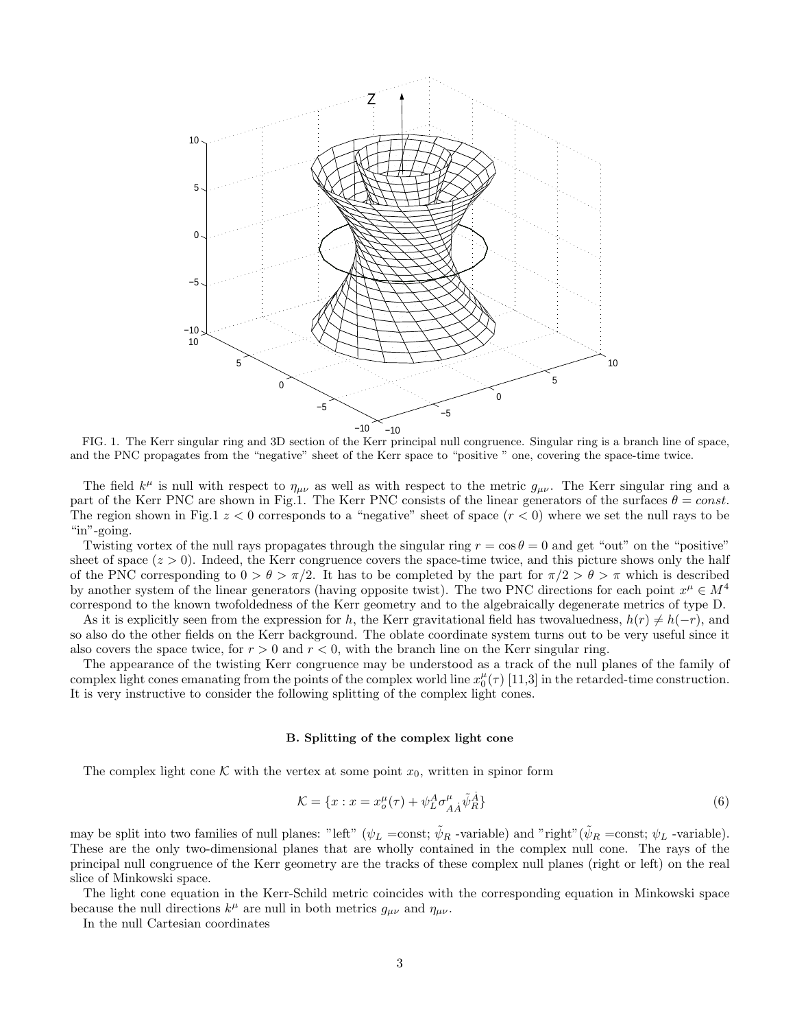FIG. 1. The Kerr singular ring and 3D section of the Kerr principal null congruence. Singular ring is a branch line of space, and the PNC propagates from the "negative" sheet of the Kerr space to "positive " one, covering the space-time twice.

The field $k^\mu$ is null with respect to $\eta_{\mu\nu}$ as well as with respect to the metric $g_{\mu\nu}$. The Kerr singular ring and a part of the Kerr PNC are shown in Fig.1. The Kerr PNC consists of the linear generators of the surfaces $\theta = const.$ The region shown in Fig.1 $z < 0$ corresponds to a "negative" sheet of space ($r < 0$) where we set the null rays to be "in"-going.

Twisting vortex of the null rays propagates through the singular ring $r = \cos\theta = 0$ and get "out" on the "positive" sheet of space ($z > 0$). Indeed, the Kerr congruence covers the space-time twice, and this picture shows only the half of the PNC corresponding to $0 > \theta > \pi/2$. It has to be completed by the part for $\pi/2 > \theta > \pi$ which is described by another system of the linear generators (having opposite twist). The two PNC directions for each point $x^\mu \in M^4$ correspond to the known twofoldedness of the Kerr geometry and to the algebraically degenerate metrics of type D.

As it is explicitly seen from the expression for $h$, the Kerr gravitational field has twovaluedness, $h(r) \neq h(-r)$, and so also do the other fields on the Kerr background. The oblate coordinate system turns out to be very useful since it also covers the space twice, for $r > 0$ and $r < 0$, with the branch line on the Kerr singular ring.

The appearance of the twisting Kerr congruence may be understood as a track of the null planes of the family of complex light cones emanating from the points of the complex world line $x_0^\mu(\tau)$ [11,3] in the retarded-time construction. It is very instructive to consider the following splitting of the complex light cones.

### B. Splitting of the complex light cone

The complex light cone $\mathcal{K}$ with the vertex at some point $x_0$, written in spinor form

$$\mathcal{K} = \{x : x = x_o^\mu(\tau) + \psi_L^A \sigma^\mu_{A\dot{A}} \tilde{\psi}_R^{\dot{A}}\} \tag{6}$$

may be split into two families of null planes: "left" ($\psi_L$ =const; $\tilde{\psi}_R$ -variable) and "right"($\tilde{\psi}_R$ =const; $\psi_L$ -variable). These are the only two-dimensional planes that are wholly contained in the complex null cone. The rays of the principal null congruence of the Kerr geometry are the tracks of these complex null planes (right or left) on the real slice of Minkowski space.

The light cone equation in the Kerr-Schild metric coincides with the corresponding equation in Minkowski space because the null directions $k^\mu$ are null in both metrics $g_{\mu\nu}$ and $\eta_{\mu\nu}$.

In the null Cartesian coordinates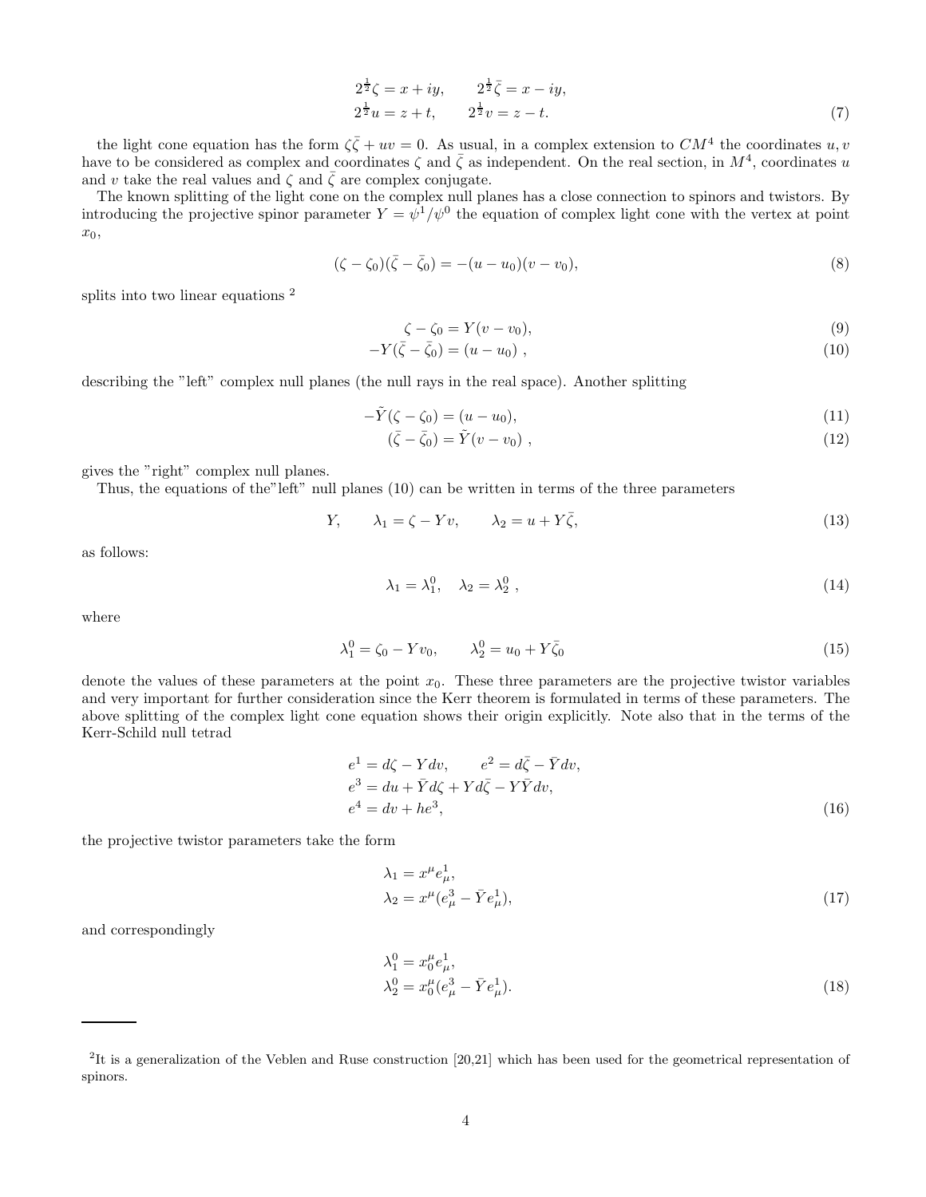$$
\begin{aligned}
2^{\frac{1}{2}}\zeta &= x + iy, \qquad 2^{\frac{1}{2}}\bar{\zeta} = x - iy, \\
2^{\frac{1}{2}}u &= z + t, \qquad 2^{\frac{1}{2}}v = z - t.
\end{aligned} \tag{7}
$$

the light cone equation has the form $\zeta\bar{\zeta} + uv = 0$. As usual, in a complex extension to $CM^4$ the coordinates $u, v$ have to be considered as complex and coordinates $\zeta$ and $\bar{\zeta}$ as independent. On the real section, in $M^4$, coordinates $u$ and $v$ take the real values and $\zeta$ and $\bar{\zeta}$ are complex conjugate.

The known splitting of the light cone on the complex null planes has a close connection to spinors and twistors. By introducing the projective spinor parameter $Y = \psi^1/\psi^0$ the equation of complex light cone with the vertex at point $x_0$,

$$
(\zeta - \zeta_0)(\bar{\zeta} - \bar{\zeta}_0) = -(u - u_0)(v - v_0), \tag{8}
$$

splits into two linear equations [2]

$$
\zeta - \zeta_0 = Y(v - v_0), \tag{9}
$$

$$
-Y(\bar{\zeta} - \bar{\zeta}_0) = (u - u_0)\ , \tag{10}
$$

describing the "left" complex null planes (the null rays in the real space). Another splitting

$$
-\tilde{Y}(\zeta - \zeta_0) = (u - u_0), \tag{11}
$$

$$
(\bar{\zeta} - \bar{\zeta}_0) = \tilde{Y}(v - v_0)\ , \tag{12}
$$

gives the "right" complex null planes.

Thus, the equations of the"left" null planes (10) can be written in terms of the three parameters

$$
Y, \qquad \lambda_1 = \zeta - Yv, \qquad \lambda_2 = u + Y\bar{\zeta}, \tag{13}
$$

as follows:

$$
\lambda_1 = \lambda_1^0, \quad \lambda_2 = \lambda_2^0\ , \tag{14}
$$

where

$$
\lambda_1^0 = \zeta_0 - Yv_0, \qquad \lambda_2^0 = u_0 + Y\bar{\zeta}_0 \tag{15}
$$

denote the values of these parameters at the point $x_0$. These three parameters are the projective twistor variables and very important for further consideration since the Kerr theorem is formulated in terms of these parameters. The above splitting of the complex light cone equation shows their origin explicitly. Note also that in the terms of the Kerr-Schild null tetrad

$$
\begin{aligned}
e^1 &= d\zeta - Ydv, \qquad e^2 = d\bar{\zeta} - \bar{Y}dv, \\
e^3 &= du + \bar{Y}d\zeta + Yd\bar{\zeta} - Y\bar{Y}dv, \\
e^4 &= dv + he^3,
\end{aligned} \tag{16}
$$

the projective twistor parameters take the form

$$
\begin{aligned}
\lambda_1 &= x^\mu e^1_\mu, \\
\lambda_2 &= x^\mu (e^3_\mu - \bar{Y}e^1_\mu),
\end{aligned} \tag{17}
$$

and correspondingly

$$
\begin{aligned}
\lambda_1^0 &= x_0^\mu e^1_\mu, \\
\lambda_2^0 &= x_0^\mu (e^3_\mu - \bar{Y}e^1_\mu).
\end{aligned} \tag{18}
$$

---

[2] It is a generalization of the Veblen and Ruse construction [20,21] which has been used for the geometrical representation of spinors.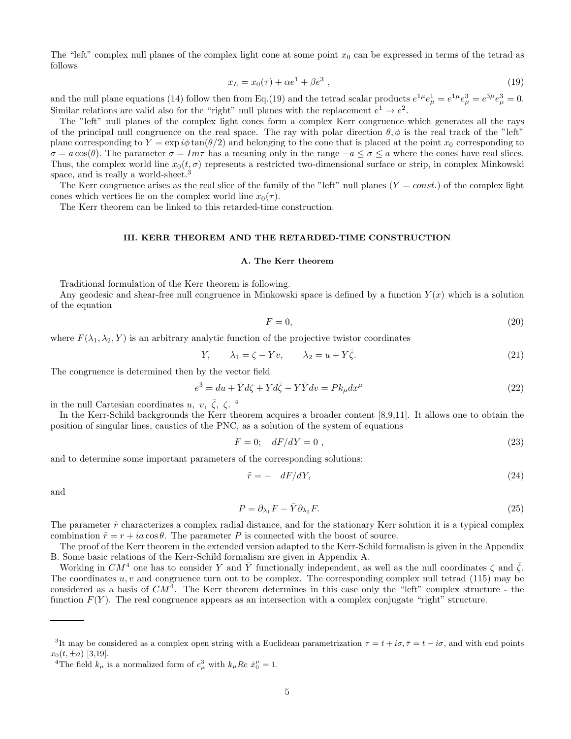The "left" complex null planes of the complex light cone at some point $x_0$ can be expressed in terms of the tetrad as follows

$$x_L = x_0(\tau) + \alpha e^1 + \beta e^3 \ , \tag{19}$$

and the null plane equations (14) follow then from Eq.(19) and the tetrad scalar products $e^{1\mu} e^1_\mu = e^{1\mu} e^3_\mu = e^{3\mu} e^3_\mu = 0$. Similar relations are valid also for the "right" null planes with the replacement $e^1 \to e^2$.

The "left" null planes of the complex light cones form a complex Kerr congruence which generates all the rays of the principal null congruence on the real space. The ray with polar direction $\theta, \phi$ is the real track of the "left" plane corresponding to $Y = \exp i\phi \tan(\theta/2)$ and belonging to the cone that is placed at the point $x_0$ corresponding to $\sigma = a\cos(\theta)$. The parameter $\sigma = Im\tau$ has a meaning only in the range $-a \le \sigma \le a$ where the cones have real slices. Thus, the complex world line $x_0(t, \sigma)$ represents a restricted two-dimensional surface or strip, in complex Minkowski space, and is really a world-sheet.[3]

The Kerr congruence arises as the real slice of the family of the "left" null planes ($Y = const.$) of the complex light cones which vertices lie on the complex world line $x_0(\tau)$.

The Kerr theorem can be linked to this retarded-time construction.

## III. KERR THEOREM AND THE RETARDED-TIME CONSTRUCTION

### A. The Kerr theorem

Traditional formulation of the Kerr theorem is following.

Any geodesic and shear-free null congruence in Minkowski space is defined by a function $Y(x)$ which is a solution of the equation

$$F = 0, \tag{20}$$

where $F(\lambda_1, \lambda_2, Y)$ is an arbitrary analytic function of the projective twistor coordinates

$$Y, \qquad \lambda_1 = \zeta - Yv, \qquad \lambda_2 = u + Y\bar{\zeta}. \tag{21}$$

The congruence is determined then by the vector field

$$e^3 = du + \bar{Y} d\zeta + Y d\bar{\zeta} - Y\bar{Y} dv = P k_\mu dx^\mu \tag{22}$$

in the null Cartesian coordinates $u, \ v, \ \bar{\zeta}, \ \zeta$.[4]

In the Kerr-Schild backgrounds the Kerr theorem acquires a broader content [8,9,11]. It allows one to obtain the position of singular lines, caustics of the PNC, as a solution of the system of equations

$$F = 0; \quad dF/dY = 0 \ , \tag{23}$$

and to determine some important parameters of the corresponding solutions:

$$\tilde{r} = - \quad dF/dY, \tag{24}$$

and

$$P = \partial_{\lambda_1} F - \bar{Y} \partial_{\lambda_2} F. \tag{25}$$

The parameter $\tilde{r}$ characterizes a complex radial distance, and for the stationary Kerr solution it is a typical complex combination $\tilde{r} = r + ia\cos\theta$. The parameter $P$ is connected with the boost of source.

The proof of the Kerr theorem in the extended version adapted to the Kerr-Schild formalism is given in the Appendix B. Some basic relations of the Kerr-Schild formalism are given in Appendix A.

Working in $CM^4$ one has to consider $Y$ and $\bar{Y}$ functionally independent, as well as the null coordinates $\zeta$ and $\bar{\zeta}$. The coordinates $u, v$ and congruence turn out to be complex. The corresponding complex null tetrad (115) may be considered as a basis of $CM^4$. The Kerr theorem determines in this case only the "left" complex structure - the function $F(Y)$. The real congruence appears as an intersection with a complex conjugate "right" structure.

---

[3] It may be considered as a complex open string with a Euclidean parametrization $\tau = t + i\sigma, \bar{\tau} = t - i\sigma$, and with end points $x_0(t, \pm a)$ [3,19].

[4] The field $k_\mu$ is a normalized form of $e^3_\mu$ with $k_\mu Re \ \dot{x}^\mu_0 = 1$.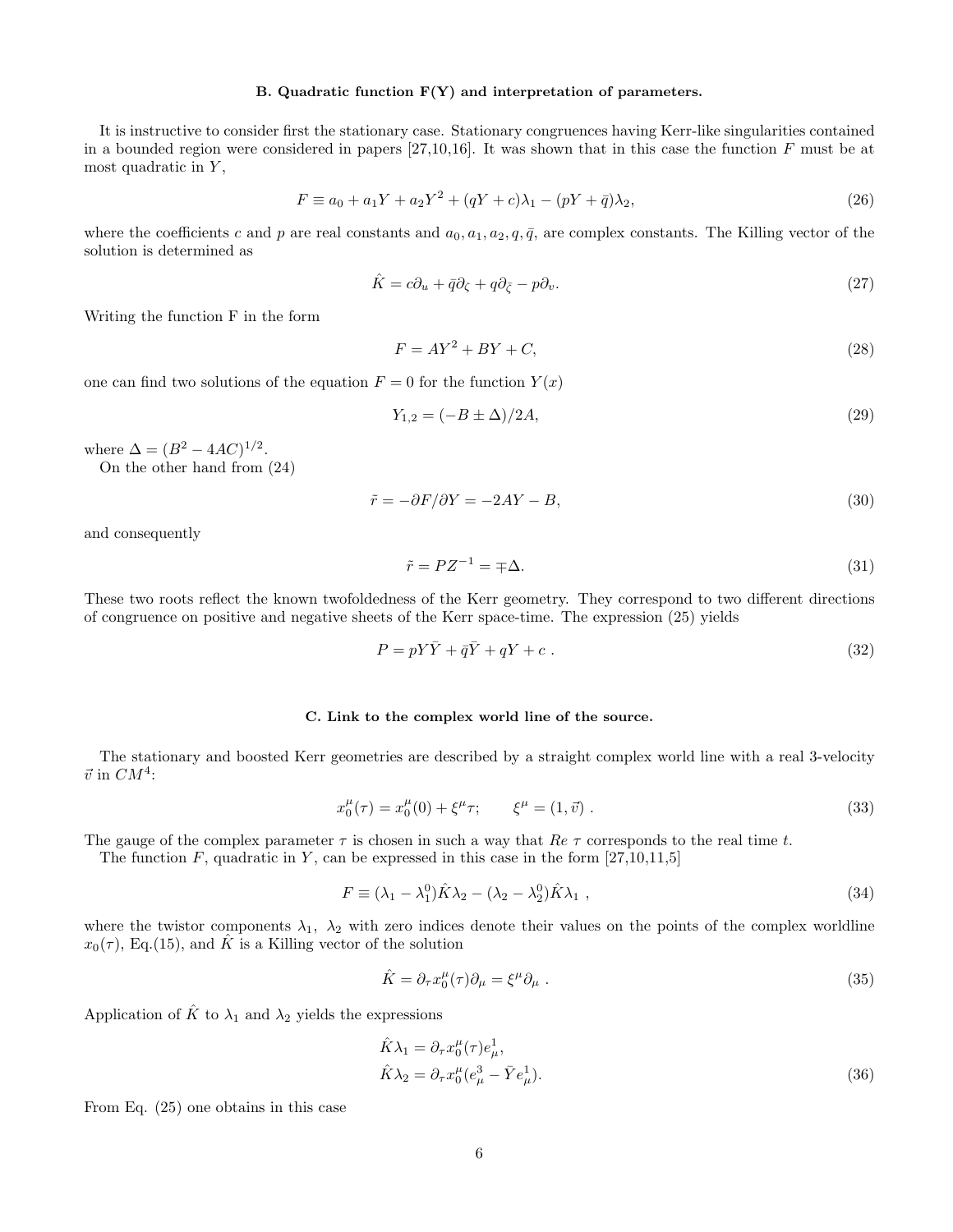### B. Quadratic function F(Y) and interpretation of parameters.

It is instructive to consider first the stationary case. Stationary congruences having Kerr-like singularities contained in a bounded region were considered in papers [27,10,16]. It was shown that in this case the function $F$ must be at most quadratic in $Y$,

$$F \equiv a_0 + a_1 Y + a_2 Y^2 + (qY + c)\lambda_1 - (pY + \bar{q})\lambda_2, \tag{26}$$

where the coefficients $c$ and $p$ are real constants and $a_0, a_1, a_2, q, \bar{q}$, are complex constants. The Killing vector of the solution is determined as

$$\hat{K} = c\partial_u + \bar{q}\partial_\zeta + q\partial_{\bar{\zeta}} - p\partial_v. \tag{27}$$

Writing the function F in the form

$$F = AY^2 + BY + C, \tag{28}$$

one can find two solutions of the equation $F = 0$ for the function $Y(x)$

$$Y_{1,2} = (-B \pm \Delta)/2A, \tag{29}$$

where $\Delta = (B^2 - 4AC)^{1/2}$.

On the other hand from (24)

$$\tilde{r} = -\partial F/\partial Y = -2AY - B, \tag{30}$$

and consequently

$$\tilde{r} = PZ^{-1} = \mp\Delta. \tag{31}$$

These two roots reflect the known twofoldedness of the Kerr geometry. They correspond to two different directions of congruence on positive and negative sheets of the Kerr space-time. The expression (25) yields

$$P = pY\bar{Y} + \bar{q}\bar{Y} + qY + c\ . \tag{32}$$

### C. Link to the complex world line of the source.

The stationary and boosted Kerr geometries are described by a straight complex world line with a real 3-velocity $\vec{v}$ in $CM^4$:

$$x_0^\mu(\tau) = x_0^\mu(0) + \xi^\mu \tau; \qquad \xi^\mu = (1, \vec{v})\ . \tag{33}$$

The gauge of the complex parameter $\tau$ is chosen in such a way that $Re\ \tau$ corresponds to the real time $t$.

The function $F$, quadratic in $Y$, can be expressed in this case in the form [27,10,11,5]

$$F \equiv (\lambda_1 - \lambda_1^0)\hat{K}\lambda_2 - (\lambda_2 - \lambda_2^0)\hat{K}\lambda_1\ , \tag{34}$$

where the twistor components $\lambda_1,\ \lambda_2$ with zero indices denote their values on the points of the complex worldline $x_0(\tau)$, Eq.(15), and $\hat{K}$ is a Killing vector of the solution

$$\hat{K} = \partial_\tau x_0^\mu(\tau)\partial_\mu = \xi^\mu\partial_\mu\ . \tag{35}$$

Application of $\hat{K}$ to $\lambda_1$ and $\lambda_2$ yields the expressions

$$\begin{aligned}\hat{K}\lambda_1 &= \partial_\tau x_0^\mu(\tau) e_\mu^1, \\ \hat{K}\lambda_2 &= \partial_\tau x_0^\mu (e_\mu^3 - \bar{Y} e_\mu^1).\end{aligned} \tag{36}$$

From Eq. (25) one obtains in this case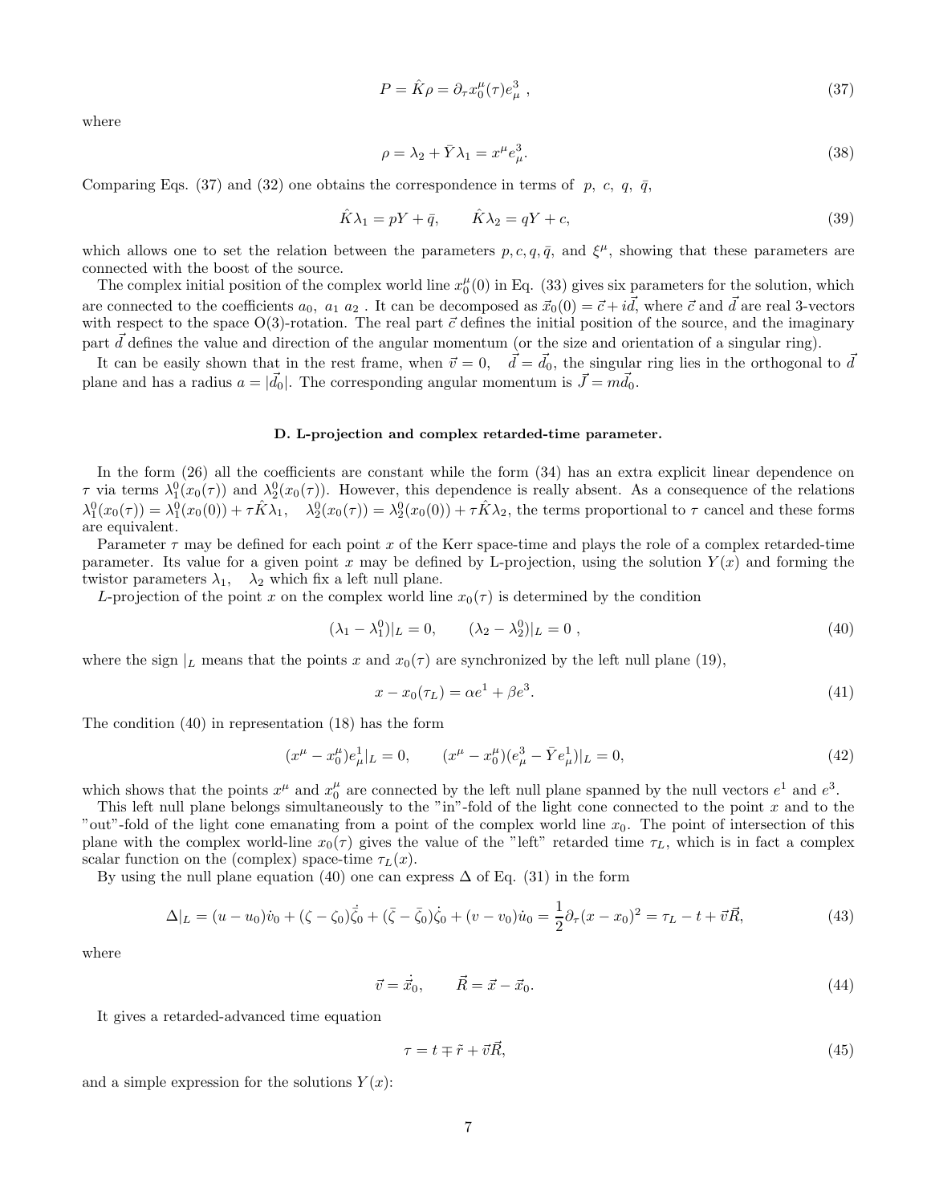$$P = \hat{K}\rho = \partial_\tau x_0^\mu(\tau) e_\mu^3 \; , \tag{37}$$

where

$$\rho = \lambda_2 + \bar{Y}\lambda_1 = x^\mu e_\mu^3. \tag{38}$$

Comparing Eqs. (37) and (32) one obtains the correspondence in terms of $p, \; c, \; q, \; \bar{q}$,

$$\hat{K}\lambda_1 = pY + \bar{q}, \qquad \hat{K}\lambda_2 = qY + c, \tag{39}$$

which allows one to set the relation between the parameters $p, c, q, \bar{q}$, and $\xi^\mu$, showing that these parameters are connected with the boost of the source.

The complex initial position of the complex world line $x_0^\mu(0)$ in Eq. (33) gives six parameters for the solution, which are connected to the coefficients $a_0, \; a_1 \; a_2$ . It can be decomposed as $\vec{x}_0(0) = \vec{c} + i\vec{d}$, where $\vec{c}$ and $\vec{d}$ are real 3-vectors with respect to the space O(3)-rotation. The real part $\vec{c}$ defines the initial position of the source, and the imaginary part $\vec{d}$ defines the value and direction of the angular momentum (or the size and orientation of a singular ring).

It can be easily shown that in the rest frame, when $\vec{v} = 0, \quad \vec{d} = \vec{d}_0$, the singular ring lies in the orthogonal to $\vec{d}$ plane and has a radius $a = |\vec{d}_0|$. The corresponding angular momentum is $\vec{J} = m\vec{d}_0$.

### D. L-projection and complex retarded-time parameter.

In the form (26) all the coefficients are constant while the form (34) has an extra explicit linear dependence on $\tau$ via terms $\lambda_1^0(x_0(\tau))$ and $\lambda_2^0(x_0(\tau))$. However, this dependence is really absent. As a consequence of the relations $\lambda_1^0(x_0(\tau)) = \lambda_1^0(x_0(0)) + \tau\hat{K}\lambda_1, \quad \lambda_2^0(x_0(\tau)) = \lambda_2^0(x_0(0)) + \tau\hat{K}\lambda_2$, the terms proportional to $\tau$ cancel and these forms are equivalent.

Parameter $\tau$ may be defined for each point $x$ of the Kerr space-time and plays the role of a complex retarded-time parameter. Its value for a given point $x$ may be defined by L-projection, using the solution $Y(x)$ and forming the twistor parameters $\lambda_1, \quad \lambda_2$ which fix a left null plane.

*L*-projection of the point $x$ on the complex world line $x_0(\tau)$ is determined by the condition

$$(\lambda_1 - \lambda_1^0)|_L = 0, \qquad (\lambda_2 - \lambda_2^0)|_L = 0 \; , \tag{40}$$

where the sign $|_L$ means that the points $x$ and $x_0(\tau)$ are synchronized by the left null plane (19),

$$x - x_0(\tau_L) = \alpha e^1 + \beta e^3. \tag{41}$$

The condition (40) in representation (18) has the form

$$(x^\mu - x_0^\mu)e_\mu^1|_L = 0, \qquad (x^\mu - x_0^\mu)(e_\mu^3 - \bar{Y}e_\mu^1)|_L = 0, \tag{42}$$

which shows that the points $x^\mu$ and $x_0^\mu$ are connected by the left null plane spanned by the null vectors $e^1$ and $e^3$.

This left null plane belongs simultaneously to the "in"-fold of the light cone connected to the point $x$ and to the "out"-fold of the light cone emanating from a point of the complex world line $x_0$. The point of intersection of this plane with the complex world-line $x_0(\tau)$ gives the value of the "left" retarded time $\tau_L$, which is in fact a complex scalar function on the (complex) space-time $\tau_L(x)$.

By using the null plane equation (40) one can express $\Delta$ of Eq. (31) in the form

$$\Delta|_L = (u - u_0)\dot{v}_0 + (\zeta - \zeta_0)\dot{\bar{\zeta}}_0 + (\bar{\zeta} - \bar{\zeta}_0)\dot{\zeta}_0 + (v - v_0)\dot{u}_0 = \frac{1}{2}\partial_\tau (x - x_0)^2 = \tau_L - t + \vec{v}\vec{R}, \tag{43}$$

where

$$\vec{v} = \dot{\vec{x}}_0, \qquad \vec{R} = \vec{x} - \vec{x}_0. \tag{44}$$

It gives a retarded-advanced time equation

$$\tau = t \mp \tilde{r} + \vec{v}\vec{R}, \tag{45}$$

and a simple expression for the solutions $Y(x)$: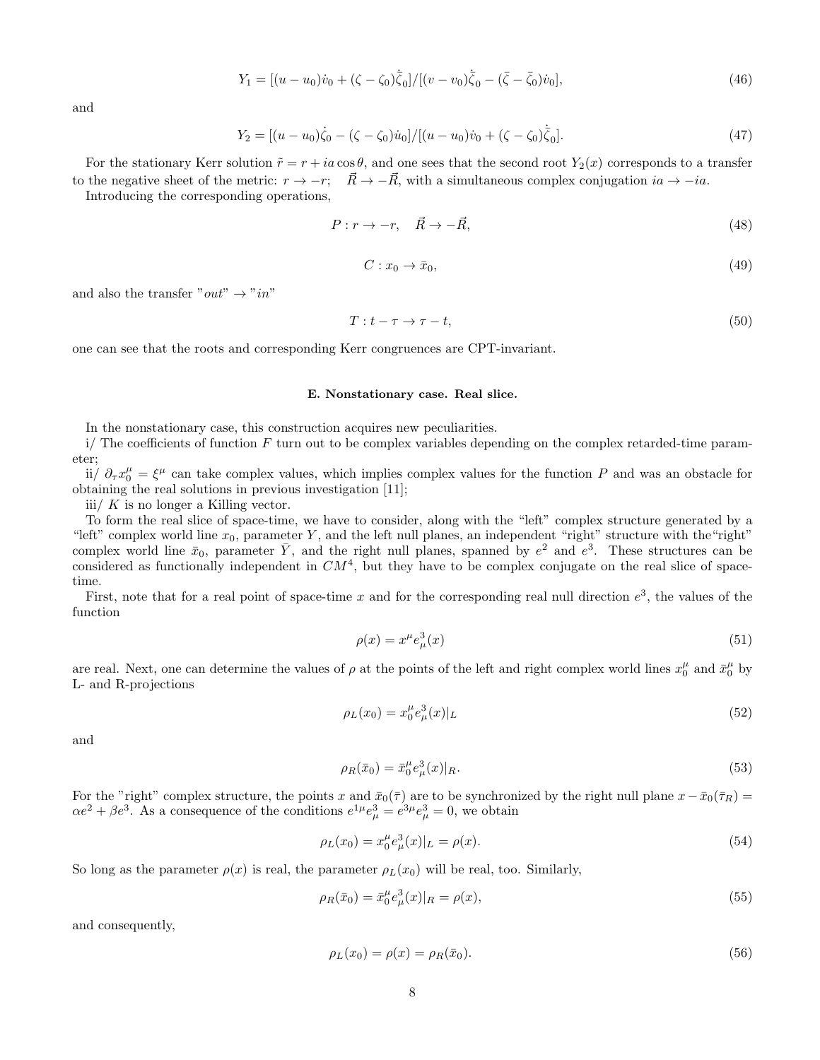$$Y_1 = [(u-u_0)\dot{v}_0 + (\zeta-\zeta_0)\dot{\bar{\zeta}}_0]/[(v-v_0)\dot{\bar{\zeta}}_0 - (\bar{\zeta}-\bar{\zeta}_0)\dot{v}_0], \tag{46}$$

and

$$Y_2 = [(u-u_0)\dot{\zeta}_0 - (\zeta-\zeta_0)\dot{u}_0]/[(u-u_0)\dot{v}_0 + (\zeta-\zeta_0)\dot{\bar{\zeta}}_0]. \tag{47}$$

For the stationary Kerr solution $\tilde{r} = r + ia\cos\theta$, and one sees that the second root $Y_2(x)$ corresponds to a transfer to the negative sheet of the metric: $r \to -r$; $\quad \vec{R} \to -\vec{R}$, with a simultaneous complex conjugation $ia \to -ia$.

Introducing the corresponding operations,

$$P: r \to -r, \quad \vec{R} \to -\vec{R}, \tag{48}$$

$$C: x_0 \to \bar{x}_0, \tag{49}$$

and also the transfer "$out$" $\to$ "$in$"

$$T: t - \tau \to \tau - t, \tag{50}$$

one can see that the roots and corresponding Kerr congruences are CPT-invariant.

### E. Nonstationary case. Real slice.

In the nonstationary case, this construction acquires new peculiarities.

i/ The coefficients of function $F$ turn out to be complex variables depending on the complex retarded-time parameter;

ii/ $\partial_\tau x_0^\mu = \xi^\mu$ can take complex values, which implies complex values for the function $P$ and was an obstacle for obtaining the real solutions in previous investigation [11];

iii/ $K$ is no longer a Killing vector.

To form the real slice of space-time, we have to consider, along with the "left" complex structure generated by a "left" complex world line $x_0$, parameter $Y$, and the left null planes, an independent "right" structure with the "right" complex world line $\bar{x}_0$, parameter $\bar{Y}$, and the right null planes, spanned by $e^2$ and $e^3$. These structures can be considered as functionally independent in $CM^4$, but they have to be complex conjugate on the real slice of space-time.

First, note that for a real point of space-time $x$ and for the corresponding real null direction $e^3$, the values of the function

$$\rho(x) = x^\mu e^3_\mu(x) \tag{51}$$

are real. Next, one can determine the values of $\rho$ at the points of the left and right complex world lines $x_0^\mu$ and $\bar{x}_0^\mu$ by L- and R-projections

$$\rho_L(x_0) = x_0^\mu e^3_\mu(x)|_L \tag{52}$$

and

$$\rho_R(\bar{x}_0) = \bar{x}_0^\mu e^3_\mu(x)|_R. \tag{53}$$

For the "right" complex structure, the points $x$ and $\bar{x}_0(\bar{\tau})$ are to be synchronized by the right null plane $x - \bar{x}_0(\bar{\tau}_R) = \alpha e^2 + \beta e^3$. As a consequence of the conditions $e^{1\mu} e^3_\mu = e^{3\mu} e^3_\mu = 0$, we obtain

$$\rho_L(x_0) = x_0^\mu e^3_\mu(x)|_L = \rho(x). \tag{54}$$

So long as the parameter $\rho(x)$ is real, the parameter $\rho_L(x_0)$ will be real, too. Similarly,

$$\rho_R(\bar{x}_0) = \bar{x}_0^\mu e^3_\mu(x)|_R = \rho(x), \tag{55}$$

and consequently,

$$\rho_L(x_0) = \rho(x) = \rho_R(\bar{x}_0). \tag{56}$$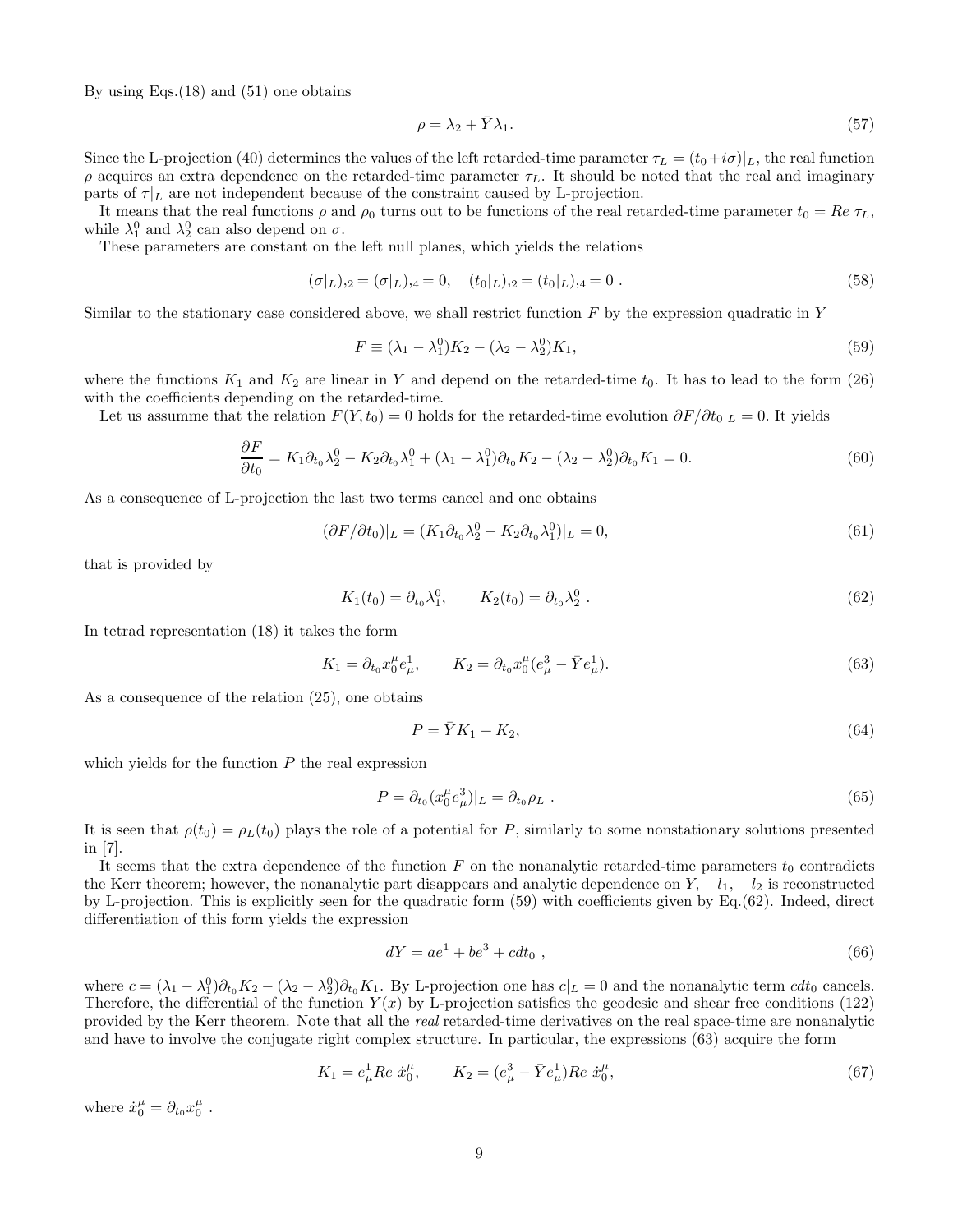By using Eqs.(18) and (51) one obtains

$$\rho = \lambda_2 + \bar{Y}\lambda_1. \tag{57}$$

Since the L-projection (40) determines the values of the left retarded-time parameter $\tau_L = (t_0 + i\sigma)|_L$, the real function $\rho$ acquires an extra dependence on the retarded-time parameter $\tau_L$. It should be noted that the real and imaginary parts of $\tau|_L$ are not independent because of the constraint caused by L-projection.

It means that the real functions $\rho$ and $\rho_0$ turns out to be functions of the real retarded-time parameter $t_0 = Re\ \tau_L$, while $\lambda_1^0$ and $\lambda_2^0$ can also depend on $\sigma$.

These parameters are constant on the left null planes, which yields the relations

$$(\sigma|_L)_{,2} = (\sigma|_L)_{,4} = 0, \quad (t_0|_L)_{,2} = (t_0|_L)_{,4} = 0 \ . \tag{58}$$

Similar to the stationary case considered above, we shall restrict function $F$ by the expression quadratic in $Y$

$$F \equiv (\lambda_1 - \lambda_1^0)K_2 - (\lambda_2 - \lambda_2^0)K_1, \tag{59}$$

where the functions $K_1$ and $K_2$ are linear in $Y$ and depend on the retarded-time $t_0$. It has to lead to the form (26) with the coefficients depending on the retarded-time.

Let us assumme that the relation $F(Y, t_0) = 0$ holds for the retarded-time evolution $\partial F/\partial t_0|_L = 0$. It yields

$$\frac{\partial F}{\partial t_0} = K_1 \partial_{t_0}\lambda_2^0 - K_2 \partial_{t_0}\lambda_1^0 + (\lambda_1 - \lambda_1^0)\partial_{t_0}K_2 - (\lambda_2 - \lambda_2^0)\partial_{t_0}K_1 = 0. \tag{60}$$

As a consequence of L-projection the last two terms cancel and one obtains

$$(\partial F/\partial t_0)|_L = (K_1 \partial_{t_0}\lambda_2^0 - K_2 \partial_{t_0}\lambda_1^0)|_L = 0, \tag{61}$$

that is provided by

$$K_1(t_0) = \partial_{t_0}\lambda_1^0, \qquad K_2(t_0) = \partial_{t_0}\lambda_2^0 \ . \tag{62}$$

In tetrad representation (18) it takes the form

$$K_1 = \partial_{t_0} x_0^\mu e_\mu^1, \qquad K_2 = \partial_{t_0} x_0^\mu (e_\mu^3 - \bar{Y} e_\mu^1). \tag{63}$$

As a consequence of the relation (25), one obtains

$$P = \bar{Y} K_1 + K_2, \tag{64}$$

which yields for the function $P$ the real expression

$$P = \partial_{t_0}(x_0^\mu e_\mu^3)|_L = \partial_{t_0}\rho_L \ . \tag{65}$$

It is seen that $\rho(t_0) = \rho_L(t_0)$ plays the role of a potential for $P$, similarly to some nonstationary solutions presented in [7].

It seems that the extra dependence of the function $F$ on the nonanalytic retarded-time parameters $t_0$ contradicts the Kerr theorem; however, the nonanalytic part disappears and analytic dependence on $Y, \quad l_1, \quad l_2$ is reconstructed by L-projection. This is explicitly seen for the quadratic form (59) with coefficients given by Eq.(62). Indeed, direct differentiation of this form yields the expression

$$dY = ae^1 + be^3 + cdt_0 \ , \tag{66}$$

where $c = (\lambda_1 - \lambda_1^0)\partial_{t_0}K_2 - (\lambda_2 - \lambda_2^0)\partial_{t_0}K_1$. By L-projection one has $c|_L = 0$ and the nonanalytic term $cdt_0$ cancels. Therefore, the differential of the function $Y(x)$ by L-projection satisfies the geodesic and shear free conditions (122) provided by the Kerr theorem. Note that all the *real* retarded-time derivatives on the real space-time are nonanalytic and have to involve the conjugate right complex structure. In particular, the expressions (63) acquire the form

$$K_1 = e_\mu^1 Re\ \dot{x}_0^\mu, \qquad K_2 = (e_\mu^3 - \bar{Y} e_\mu^1) Re\ \dot{x}_0^\mu, \tag{67}$$

where $\dot{x}_0^\mu = \partial_{t_0} x_0^\mu$ .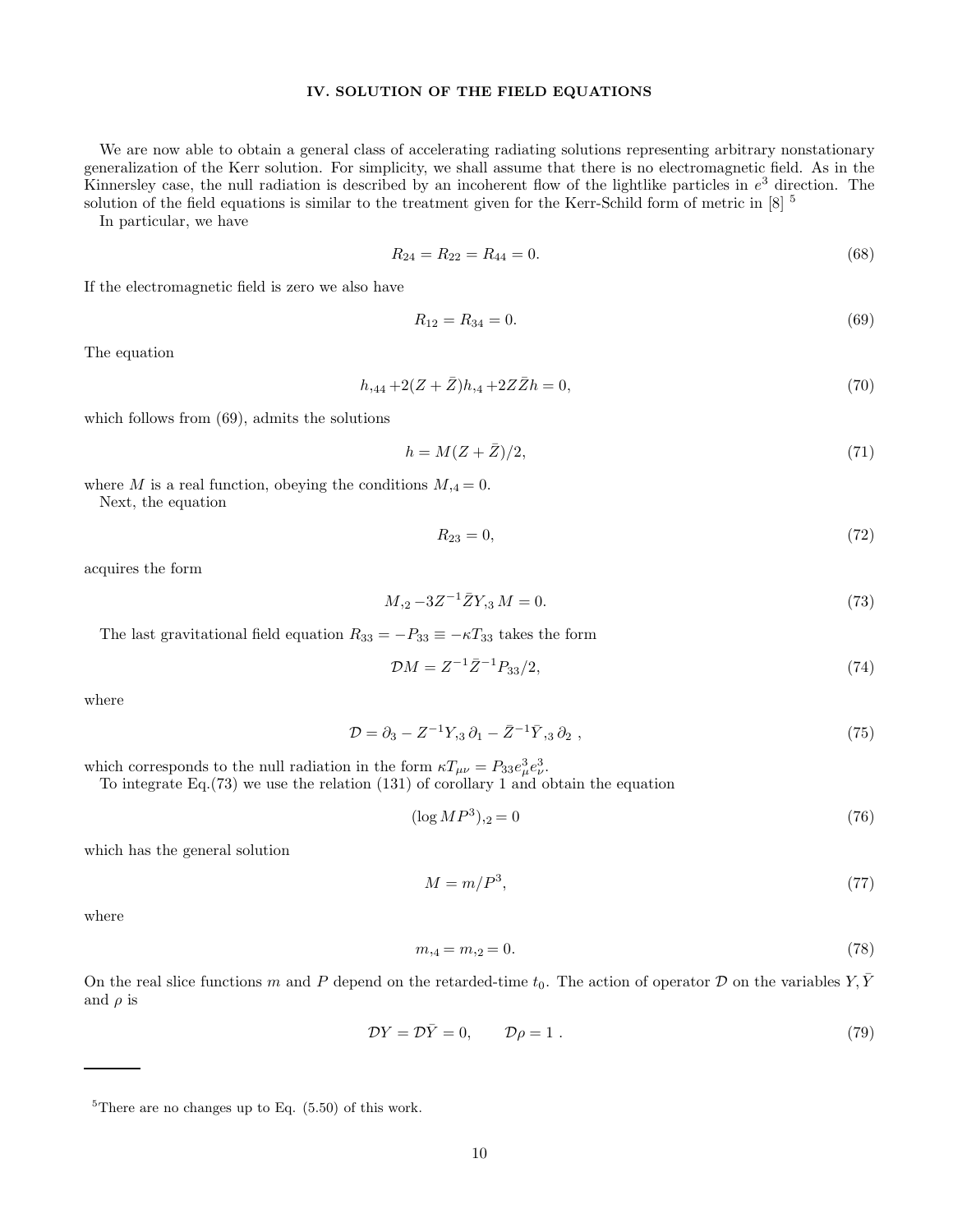## IV. SOLUTION OF THE FIELD EQUATIONS

We are now able to obtain a general class of accelerating radiating solutions representing arbitrary nonstationary generalization of the Kerr solution. For simplicity, we shall assume that there is no electromagnetic field. As in the Kinnersley case, the null radiation is described by an incoherent flow of the lightlike particles in $e^3$ direction. The solution of the field equations is similar to the treatment given for the Kerr-Schild form of metric in [8] [5]

In particular, we have

$$R_{24} = R_{22} = R_{44} = 0. \tag{68}$$

If the electromagnetic field is zero we also have

$$R_{12} = R_{34} = 0. \tag{69}$$

The equation

$$h,_{44} + 2(Z + \bar{Z})h,_4 + 2Z\bar{Z}h = 0, \tag{70}$$

which follows from (69), admits the solutions

$$h = M(Z + \bar{Z})/2, \tag{71}$$

where $M$ is a real function, obeying the conditions $M,_4 = 0$.

Next, the equation

$$R_{23} = 0, \tag{72}$$

acquires the form

$$M,_2 - 3Z^{-1}\bar{Z}Y,_3 M = 0. \tag{73}$$

The last gravitational field equation $R_{33} = -P_{33} \equiv -\kappa T_{33}$ takes the form

$$\mathcal{D}M = Z^{-1}\bar{Z}^{-1}P_{33}/2, \tag{74}$$

where

$$\mathcal{D} = \partial_3 - Z^{-1}Y,_3 \partial_1 - \bar{Z}^{-1}\bar{Y},_3 \partial_2 \ , \tag{75}$$

which corresponds to the null radiation in the form $\kappa T_{\mu\nu} = P_{33}e^3_\mu e^3_\nu$.

To integrate Eq.(73) we use the relation (131) of corollary 1 and obtain the equation

$$(\log MP^3),_2 = 0 \tag{76}$$

which has the general solution

$$M = m/P^3, \tag{77}$$

where

$$m,_4 = m,_2 = 0. \tag{78}$$

On the real slice functions $m$ and $P$ depend on the retarded-time $t_0$. The action of operator $\mathcal{D}$ on the variables $Y, \bar{Y}$ and $\rho$ is

$$\mathcal{D}Y = \mathcal{D}\bar{Y} = 0, \qquad \mathcal{D}\rho = 1 \ . \tag{79}$$

---

[5] There are no changes up to Eq. (5.50) of this work.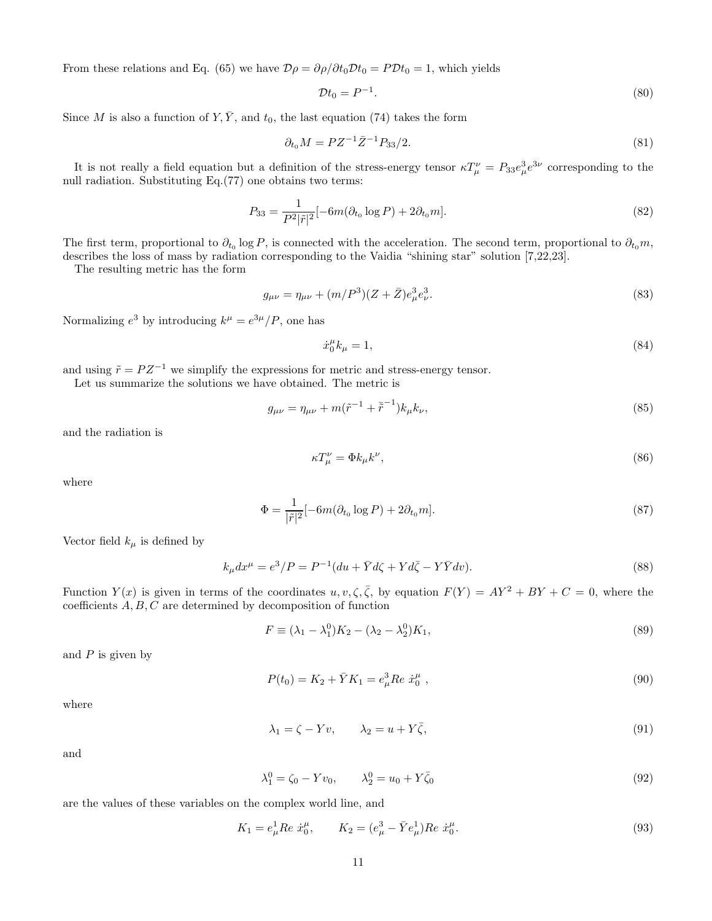From these relations and Eq. (65) we have $\mathcal{D}\rho = \partial\rho/\partial t_0 \mathcal{D}t_0 = P\mathcal{D}t_0 = 1$, which yields

$$\mathcal{D}t_0 = P^{-1}. \tag{80}$$

Since $M$ is also a function of $Y, \bar{Y}$, and $t_0$, the last equation (74) takes the form

$$\partial_{t_0} M = PZ^{-1}\bar{Z}^{-1}P_{33}/2. \tag{81}$$

It is not really a field equation but a definition of the stress-energy tensor $\kappa T_\mu^\nu = P_{33}e^3_\mu e^{3\nu}$ corresponding to the null radiation. Substituting Eq.(77) one obtains two terms:

$$P_{33} = \frac{1}{P^2|\tilde{r}|^2}[-6m(\partial_{t_0}\log P) + 2\partial_{t_0} m]. \tag{82}$$

The first term, proportional to $\partial_{t_0}\log P$, is connected with the acceleration. The second term, proportional to $\partial_{t_0} m$, describes the loss of mass by radiation corresponding to the Vaidia "shining star" solution [7,22,23].

The resulting metric has the form

$$g_{\mu\nu} = \eta_{\mu\nu} + (m/P^3)(Z + \bar{Z})e^3_\mu e^3_\nu. \tag{83}$$

Normalizing $e^3$ by introducing $k^\mu = e^{3\mu}/P$, one has

$$\dot{x}^\mu_0 k_\mu = 1, \tag{84}$$

and using $\tilde{r} = PZ^{-1}$ we simplify the expressions for metric and stress-energy tensor.

Let us summarize the solutions we have obtained. The metric is

$$g_{\mu\nu} = \eta_{\mu\nu} + m(\tilde{r}^{-1} + \bar{\tilde{r}}^{-1})k_\mu k_\nu, \tag{85}$$

and the radiation is

$$\kappa T_\mu^\nu = \Phi k_\mu k^\nu, \tag{86}$$

where

$$\Phi = \frac{1}{|\tilde{r}|^2}[-6m(\partial_{t_0}\log P) + 2\partial_{t_0} m]. \tag{87}$$

Vector field $k_\mu$ is defined by

$$k_\mu dx^\mu = e^3/P = P^{-1}(du + \bar{Y}d\zeta + Yd\bar{\zeta} - Y\bar{Y}dv). \tag{88}$$

Function $Y(x)$ is given in terms of the coordinates $u, v, \zeta, \bar{\zeta}$, by equation $F(Y) = AY^2 + BY + C = 0$, where the coefficients $A, B, C$ are determined by decomposition of function

$$F \equiv (\lambda_1 - \lambda_1^0)K_2 - (\lambda_2 - \lambda_2^0)K_1, \tag{89}$$

and $P$ is given by

$$P(t_0) = K_2 + \bar{Y}K_1 = e^3_\mu Re\ \dot{x}^\mu_0\ , \tag{90}$$

where

$$\lambda_1 = \zeta - Yv, \qquad \lambda_2 = u + Y\bar{\zeta}, \tag{91}$$

and

$$\lambda_1^0 = \zeta_0 - Yv_0, \qquad \lambda_2^0 = u_0 + Y\bar{\zeta}_0 \tag{92}$$

are the values of these variables on the complex world line, and

$$K_1 = e^1_\mu Re\ \dot{x}^\mu_0, \qquad K_2 = (e^3_\mu - \bar{Y}e^1_\mu)Re\ \dot{x}^\mu_0. \tag{93}$$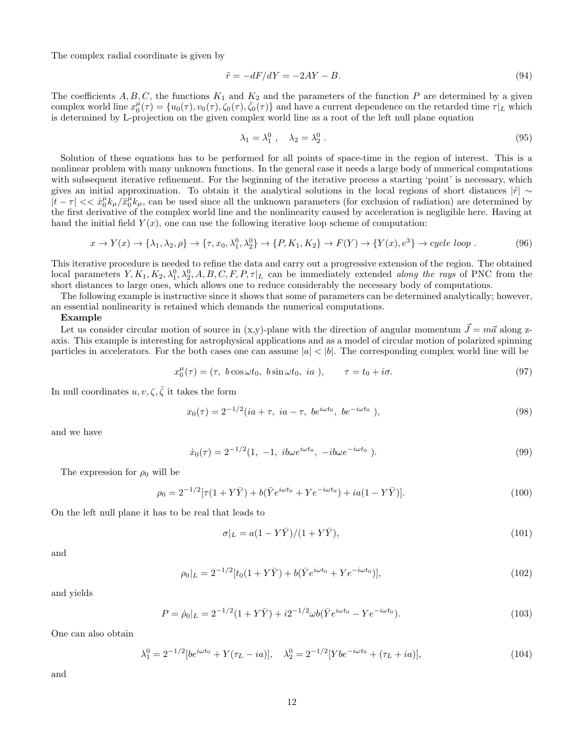The complex radial coordinate is given by

$$\tilde{r} = -dF/dY = -2AY - B. \tag{94}$$

The coefficients $A, B, C$, the functions $K_1$ and $K_2$ and the parameters of the function $P$ are determined by a given complex world line $x_0^\mu(\tau) = \{u_0(\tau), v_0(\tau), \zeta_0(\tau), \bar{\zeta}_0(\tau)\}$ and have a current dependence on the retarded time $\tau|_L$ which is determined by L-projection on the given complex world line as a root of the left null plane equation

$$\lambda_1 = \lambda_1^0 , \quad \lambda_2 = \lambda_2^0 . \tag{95}$$

Solution of these equations has to be performed for all points of space-time in the region of interest. This is a nonlinear problem with many unknown functions. In the general case it needs a large body of numerical computations with subsequent iterative refinement. For the beginning of the iterative process a starting 'point' is necessary, which gives an initial approximation. To obtain it the analytical solutions in the local regions of short distances $|\tilde{r}| \sim |t - \tau| << \dot{x}_0^\mu k_\mu / \ddot{x}_0^\mu k_\mu$, can be used since all the unknown parameters (for exclusion of radiation) are determined by the first derivative of the complex world line and the nonlinearity caused by acceleration is negligible here. Having at hand the initial field $Y(x)$, one can use the following iterative loop scheme of computation:

$$x \to Y(x) \to \{\lambda_1, \lambda_2, \rho\} \to \{\tau, x_0, \lambda_1^0, \lambda_2^0\} \to \{P, K_1, K_2\} \to F(Y) \to \{Y(x), e^3\} \to cycle\ loop\ . \tag{96}$$

This iterative procedure is needed to refine the data and carry out a progressive extension of the region. The obtained local parameters $Y, K_1, K_2, \lambda_1^0, \lambda_2^0, A, B, C, F, P, \tau|_L$ can be immediately extended *along the rays* of PNC from the short distances to large ones, which allows one to reduce considerably the necessary body of computations.

The following example is instructive since it shows that some of parameters can be determined analytically; however, an essential nonlinearity is retained which demands the numerical computations.

**Example**

Let us consider circular motion of source in (x,y)-plane with the direction of angular momentum $\vec{J} = m\vec{a}$ along z-axis. This example is interesting for astrophysical applications and as a model of circular motion of polarized spinning particles in accelerators. For the both cases one can assume $|a| < |b|$. The corresponding complex world line will be

$$x_0^\mu(\tau) = (\tau,\ b\cos\omega t_0,\ b\sin\omega t_0,\ ia\ ), \qquad \tau = t_0 + i\sigma. \tag{97}$$

In null coordinates $u, v, \zeta, \bar{\zeta}$ it takes the form

$$x_0(\tau) = 2^{-1/2}(ia + \tau,\ ia - \tau,\ be^{i\omega t_0},\ be^{-i\omega t_0}\ ), \tag{98}$$

and we have

$$\dot{x}_0(\tau) = 2^{-1/2}(1,\ -1,\ ib\omega e^{i\omega t_0},\ -ib\omega e^{-i\omega t_0}\ ). \tag{99}$$

The expression for $\rho_0$ will be

$$\rho_0 = 2^{-1/2}[\tau(1 + Y\bar{Y}) + b(\bar{Y}e^{i\omega t_0} + Ye^{-i\omega t_0}) + ia(1 - Y\bar{Y})]. \tag{100}$$

On the left null plane it has to be real that leads to

$$\sigma|_L = a(1 - Y\bar{Y})/(1 + Y\bar{Y}), \tag{101}$$

and

$$\rho_0|_L = 2^{-1/2}[t_0(1 + Y\bar{Y}) + b(\bar{Y}e^{i\omega t_0} + Ye^{-i\omega t_0})], \tag{102}$$

and yields

$$P = \dot{\rho}_0|_L = 2^{-1/2}(1 + Y\bar{Y}) + i2^{-1/2}\omega b(\bar{Y}e^{i\omega t_0} - Ye^{-i\omega t_0}). \tag{103}$$

One can also obtain

$$\lambda_1^0 = 2^{-1/2}[be^{i\omega t_0} + Y(\tau_L - ia)], \quad \lambda_2^0 = 2^{-1/2}[Ybe^{-i\omega t_0} + (\tau_L + ia)], \tag{104}$$

and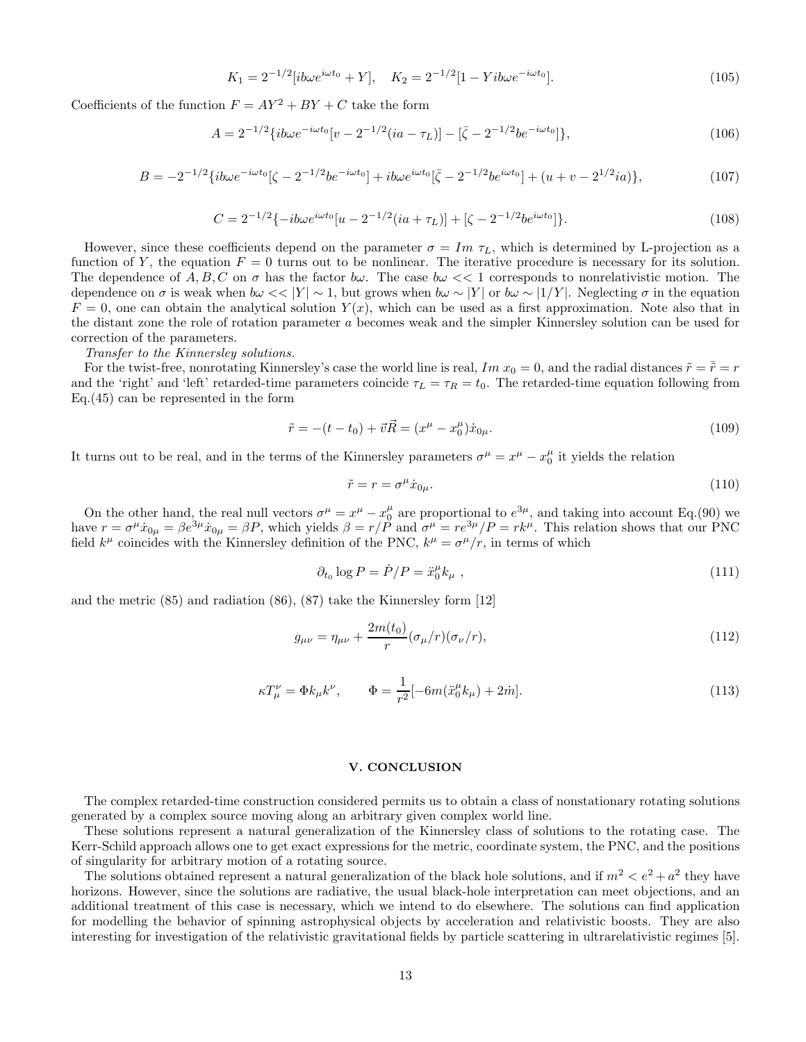$$K_1 = 2^{-1/2}[ib\omega e^{i\omega t_0} + Y], \quad K_2 = 2^{-1/2}[1 - Yib\omega e^{-i\omega t_0}]. \tag{105}$$

Coefficients of the function $F = AY^2 + BY + C$ take the form

$$A = 2^{-1/2}\{ib\omega e^{-i\omega t_0}[v - 2^{-1/2}(ia - \tau_L)] - [\bar{\zeta} - 2^{-1/2}be^{-i\omega t_0}]\}, \tag{106}$$

$$B = -2^{-1/2}\{ib\omega e^{-i\omega t_0}[\zeta - 2^{-1/2}be^{-i\omega t_0}] + ib\omega e^{i\omega t_0}[\bar{\zeta} - 2^{-1/2}be^{i\omega t_0}] + (u + v - 2^{1/2}ia)\}, \tag{107}$$

$$C = 2^{-1/2}\{-ib\omega e^{i\omega t_0}[u - 2^{-1/2}(ia + \tau_L)] + [\zeta - 2^{-1/2}be^{i\omega t_0}]\}. \tag{108}$$

However, since these coefficients depend on the parameter $\sigma = Im\ \tau_L$, which is determined by L-projection as a function of $Y$, the equation $F = 0$ turns out to be nonlinear. The iterative procedure is necessary for its solution. The dependence of $A, B, C$ on $\sigma$ has the factor $b\omega$. The case $b\omega << 1$ corresponds to nonrelativistic motion. The dependence on $\sigma$ is weak when $b\omega << |Y| \sim 1$, but grows when $b\omega \sim |Y|$ or $b\omega \sim |1/Y|$. Neglecting $\sigma$ in the equation $F = 0$, one can obtain the analytical solution $Y(x)$, which can be used as a first approximation. Note also that in the distant zone the role of rotation parameter $a$ becomes weak and the simpler Kinnersley solution can be used for correction of the parameters.

*Transfer to the Kinnersley solutions.*

For the twist-free, nonrotating Kinnersley's case the world line is real, $Im\ x_0 = 0$, and the radial distances $\tilde{r} = \bar{\tilde{r}} = r$ and the 'right' and 'left' retarded-time parameters coincide $\tau_L = \tau_R = t_0$. The retarded-time equation following from Eq.(45) can be represented in the form

$$\tilde{r} = -(t - t_0) + \vec{v}\vec{R} = (x^\mu - x_0^\mu)\dot{x}_{0\mu}. \tag{109}$$

It turns out to be real, and in the terms of the Kinnersley parameters $\sigma^\mu = x^\mu - x_0^\mu$ it yields the relation

$$\tilde{r} = r = \sigma^\mu \dot{x}_{0\mu}. \tag{110}$$

On the other hand, the real null vectors $\sigma^\mu = x^\mu - x_0^\mu$ are proportional to $e^{3\mu}$, and taking into account Eq.(90) we have $r = \sigma^\mu \dot{x}_{0\mu} = \beta e^{3\mu}\dot{x}_{0\mu} = \beta P$, which yields $\beta = r/P$ and $\sigma^\mu = re^{3\mu}/P = rk^\mu$. This relation shows that our PNC field $k^\mu$ coincides with the Kinnersley definition of the PNC, $k^\mu = \sigma^\mu/r$, in terms of which

$$\partial_{t_0} \log P = \dot{P}/P = \ddot{x}_0^\mu k_\mu\ , \tag{111}$$

and the metric (85) and radiation (86), (87) take the Kinnersley form [12]

$$g_{\mu\nu} = \eta_{\mu\nu} + \frac{2m(t_0)}{r}(\sigma_\mu/r)(\sigma_\nu/r), \tag{112}$$

$$\kappa T_\mu^\nu = \Phi k_\mu k^\nu, \qquad \Phi = \frac{1}{r^2}[-6m(\ddot{x}_0^\mu k_\mu) + 2\dot{m}]. \tag{113}$$

## V. CONCLUSION

The complex retarded-time construction considered permits us to obtain a class of nonstationary rotating solutions generated by a complex source moving along an arbitrary given complex world line.

These solutions represent a natural generalization of the Kinnersley class of solutions to the rotating case. The Kerr-Schild approach allows one to get exact expressions for the metric, coordinate system, the PNC, and the positions of singularity for arbitrary motion of a rotating source.

The solutions obtained represent a natural generalization of the black hole solutions, and if $m^2 < e^2 + a^2$ they have horizons. However, since the solutions are radiative, the usual black-hole interpretation can meet objections, and an additional treatment of this case is necessary, which we intend to do elsewhere. The solutions can find application for modelling the behavior of spinning astrophysical objects by acceleration and relativistic boosts. They are also interesting for investigation of the relativistic gravitational fields by particle scattering in ultrarelativistic regimes [5].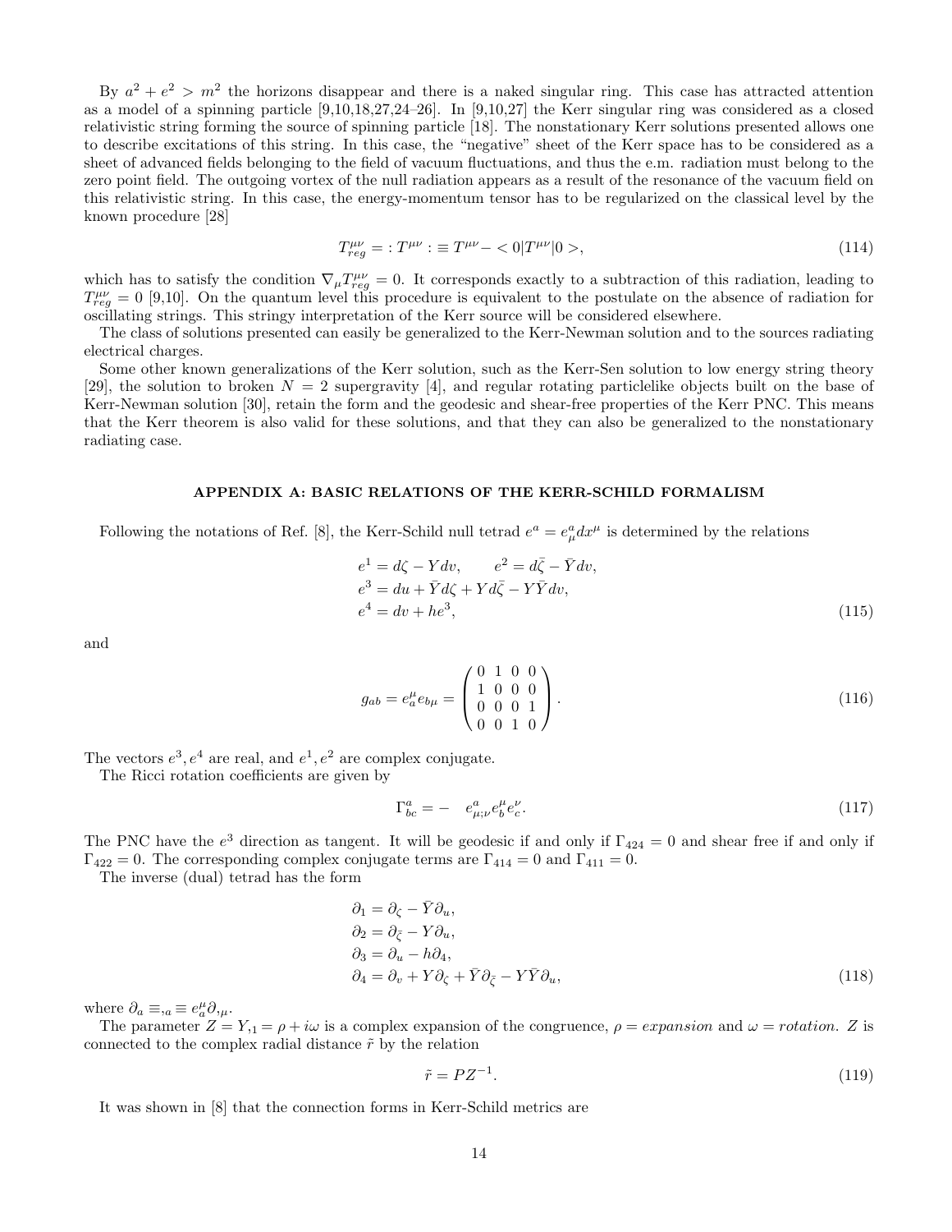By $a^2 + e^2 > m^2$ the horizons disappear and there is a naked singular ring. This case has attracted attention as a model of a spinning particle [9,10,18,27,24–26]. In [9,10,27] the Kerr singular ring was considered as a closed relativistic string forming the source of spinning particle [18]. The nonstationary Kerr solutions presented allows one to describe excitations of this string. In this case, the "negative" sheet of the Kerr space has to be considered as a sheet of advanced fields belonging to the field of vacuum fluctuations, and thus the e.m. radiation must belong to the zero point field. The outgoing vortex of the null radiation appears as a result of the resonance of the vacuum field on this relativistic string. In this case, the energy-momentum tensor has to be regularized on the classical level by the known procedure [28]

$$T^{\mu\nu}_{reg} = :T^{\mu\nu}: \equiv T^{\mu\nu} - <0|T^{\mu\nu}|0>, \tag{114}$$

which has to satisfy the condition $\nabla_\mu T^{\mu\nu}_{reg} = 0$. It corresponds exactly to a subtraction of this radiation, leading to $T^{\mu\nu}_{reg} = 0$ [9,10]. On the quantum level this procedure is equivalent to the postulate on the absence of radiation for oscillating strings. This stringy interpretation of the Kerr source will be considered elsewhere.

The class of solutions presented can easily be generalized to the Kerr-Newman solution and to the sources radiating electrical charges.

Some other known generalizations of the Kerr solution, such as the Kerr-Sen solution to low energy string theory [29], the solution to broken $N = 2$ supergravity [4], and regular rotating particlelike objects built on the base of Kerr-Newman solution [30], retain the form and the geodesic and shear-free properties of the Kerr PNC. This means that the Kerr theorem is also valid for these solutions, and that they can also be generalized to the nonstationary radiating case.

## APPENDIX A: BASIC RELATIONS OF THE KERR-SCHILD FORMALISM

Following the notations of Ref. [8], the Kerr-Schild null tetrad $e^a = e^a_\mu dx^\mu$ is determined by the relations

$$\begin{aligned} e^1 &= d\zeta - Y dv, \qquad e^2 = d\bar\zeta - \bar Y dv, \\ e^3 &= du + \bar Y d\zeta + Y d\bar\zeta - Y\bar Y dv, \\ e^4 &= dv + h e^3, \end{aligned} \tag{115}$$

and

$$g_{ab} = e^\mu_a e_{b\mu} = \begin{pmatrix} 0 & 1 & 0 & 0 \\ 1 & 0 & 0 & 0 \\ 0 & 0 & 0 & 1 \\ 0 & 0 & 1 & 0 \end{pmatrix}. \tag{116}$$

The vectors $e^3, e^4$ are real, and $e^1, e^2$ are complex conjugate.

The Ricci rotation coefficients are given by

$$\Gamma^a_{bc} = - \quad e^a_{\mu;\nu} e^\mu_b e^\nu_c. \tag{117}$$

The PNC have the $e^3$ direction as tangent. It will be geodesic if and only if $\Gamma_{424} = 0$ and shear free if and only if $\Gamma_{422} = 0$. The corresponding complex conjugate terms are $\Gamma_{414} = 0$ and $\Gamma_{411} = 0$.

The inverse (dual) tetrad has the form

$$\begin{aligned} \partial_1 &= \partial_\zeta - \bar Y \partial_u, \\ \partial_2 &= \partial_{\bar\zeta} - Y \partial_u, \\ \partial_3 &= \partial_u - h\partial_4, \\ \partial_4 &= \partial_v + Y\partial_\zeta + \bar Y \partial_{\bar\zeta} - Y\bar Y \partial_u, \end{aligned} \tag{118}$$

where $\partial_a \equiv_{,a} \equiv e^\mu_a \partial_{,\mu}$.

The parameter $Z = Y_{,1} = \rho + i\omega$ is a complex expansion of the congruence, $\rho = expansion$ and $\omega = rotation$. $Z$ is connected to the complex radial distance $\tilde r$ by the relation

$$\tilde r = P Z^{-1}. \tag{119}$$

It was shown in [8] that the connection forms in Kerr-Schild metrics are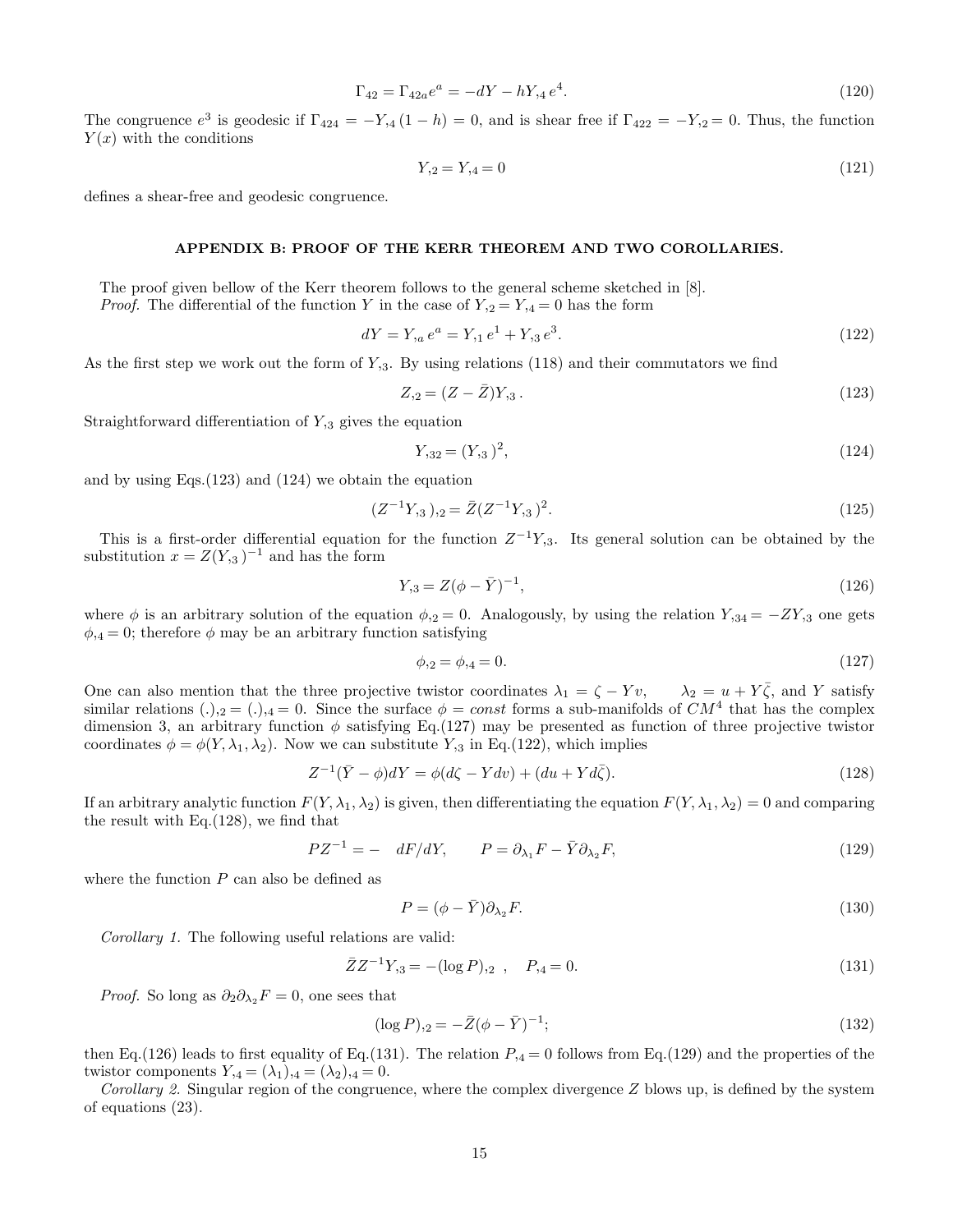$$\Gamma_{42} = \Gamma_{42a} e^a = -dY - hY_{,4}\, e^4. \tag{120}$$

The congruence $e^3$ is geodesic if $\Gamma_{424} = -Y_{,4}(1-h) = 0$, and is shear free if $\Gamma_{422} = -Y_{,2} = 0$. Thus, the function $Y(x)$ with the conditions

$$Y_{,2} = Y_{,4} = 0 \tag{121}$$

defines a shear-free and geodesic congruence.

## APPENDIX B: PROOF OF THE KERR THEOREM AND TWO COROLLARIES.

The proof given bellow of the Kerr theorem follows to the general scheme sketched in [8].

*Proof.* The differential of the function $Y$ in the case of $Y_{,2} = Y_{,4} = 0$ has the form

$$dY = Y_{,a}\, e^a = Y_{,1}\, e^1 + Y_{,3}\, e^3. \tag{122}$$

As the first step we work out the form of $Y_{,3}$. By using relations (118) and their commutators we find

$$Z_{,2} = (Z - \bar{Z}) Y_{,3}\,. \tag{123}$$

Straightforward differentiation of $Y_{,3}$ gives the equation

$$Y_{,32} = (Y_{,3}\,)^2, \tag{124}$$

and by using Eqs.(123) and (124) we obtain the equation

$$(Z^{-1} Y_{,3}\,)_{,2} = \bar{Z}(Z^{-1} Y_{,3}\,)^2. \tag{125}$$

This is a first-order differential equation for the function $Z^{-1}Y_{,3}$. Its general solution can be obtained by the substitution $x = Z(Y_{,3}\,)^{-1}$ and has the form

$$Y_{,3} = Z(\phi - \bar{Y})^{-1}, \tag{126}$$

where $\phi$ is an arbitrary solution of the equation $\phi_{,2} = 0$. Analogously, by using the relation $Y_{,34} = -ZY_{,3}$ one gets $\phi_{,4} = 0$; therefore $\phi$ may be an arbitrary function satisfying

$$\phi_{,2} = \phi_{,4} = 0. \tag{127}$$

One can also mention that the three projective twistor coordinates $\lambda_1 = \zeta - Yv$, $\quad \lambda_2 = u + Y\bar{\zeta}$, and $Y$ satisfy similar relations $(.)_{,2} = (.)_{,4} = 0$. Since the surface $\phi = const$ forms a sub-manifolds of $CM^4$ that has the complex dimension 3, an arbitrary function $\phi$ satisfying Eq.(127) may be presented as function of three projective twistor coordinates $\phi = \phi(Y, \lambda_1, \lambda_2)$. Now we can substitute $Y_{,3}$ in Eq.(122), which implies

$$Z^{-1}(\bar{Y} - \phi) dY = \phi(d\zeta - Y dv) + (du + Y d\bar{\zeta}). \tag{128}$$

If an arbitrary analytic function $F(Y, \lambda_1, \lambda_2)$ is given, then differentiating the equation $F(Y, \lambda_1, \lambda_2) = 0$ and comparing the result with Eq.(128), we find that

$$PZ^{-1} = - \quad dF/dY, \qquad P = \partial_{\lambda_1} F - \bar{Y}\partial_{\lambda_2} F, \tag{129}$$

where the function $P$ can also be defined as

$$P = (\phi - \bar{Y})\partial_{\lambda_2} F. \tag{130}$$

*Corollary 1.* The following useful relations are valid:

$$\bar{Z} Z^{-1} Y_{,3} = -(\log P)_{,2} \;\; , \quad P_{,4} = 0. \tag{131}$$

*Proof.* So long as $\partial_2 \partial_{\lambda_2} F = 0$, one sees that

$$(\log P)_{,2} = -\bar{Z}(\phi - \bar{Y})^{-1}; \tag{132}$$

then Eq.(126) leads to first equality of Eq.(131). The relation $P_{,4} = 0$ follows from Eq.(129) and the properties of the twistor components $Y_{,4} = (\lambda_1)_{,4} = (\lambda_2)_{,4} = 0$.

*Corollary 2.* Singular region of the congruence, where the complex divergence $Z$ blows up, is defined by the system of equations (23).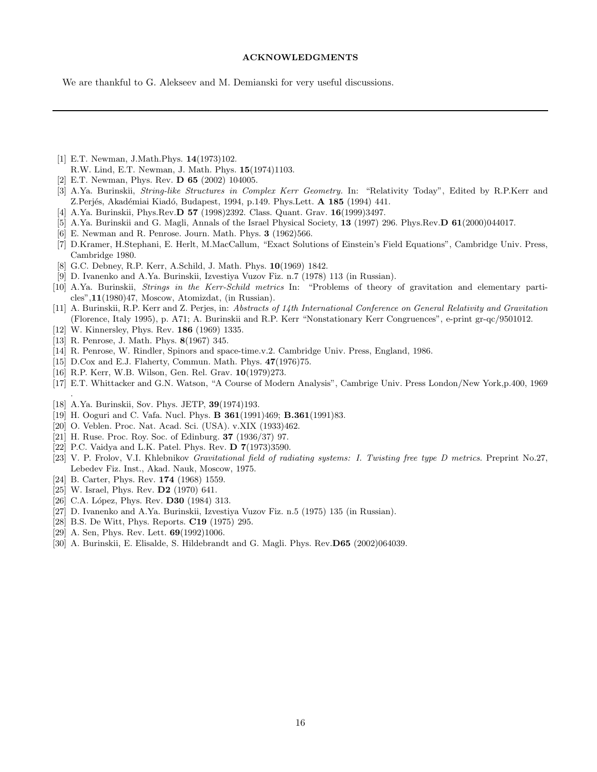## ACKNOWLEDGMENTS

We are thankful to G. Alekseev and M. Demianski for very useful discussions.

---

[1] E.T. Newman, J.Math.Phys. **14**(1973)102.
R.W. Lind, E.T. Newman, J. Math. Phys. **15**(1974)1103.

[2] E.T. Newman, Phys. Rev. **D 65** (2002) 104005.

[3] A.Ya. Burinskii, *String-like Structures in Complex Kerr Geometry.* In: "Relativity Today", Edited by R.P.Kerr and Z.Perjés, Akadémiai Kiadó, Budapest, 1994, p.149. Phys.Lett. **A 185** (1994) 441.

[4] A.Ya. Burinskii, Phys.Rev.**D 57** (1998)2392. Class. Quant. Grav. **16**(1999)3497.

[5] A.Ya. Burinskii and G. Magli, Annals of the Israel Physical Society, **13** (1997) 296. Phys.Rev.**D 61**(2000)044017.

[6] E. Newman and R. Penrose. Journ. Math. Phys. **3** (1962)566.

[7] D.Kramer, H.Stephani, E. Herlt, M.MacCallum, "Exact Solutions of Einstein's Field Equations", Cambridge Univ. Press, Cambridge 1980.

[8] G.C. Debney, R.P. Kerr, A.Schild, J. Math. Phys. **10**(1969) 1842.

[9] D. Ivanenko and A.Ya. Burinskii, Izvestiya Vuzov Fiz. n.7 (1978) 113 (in Russian).

[10] A.Ya. Burinskii, *Strings in the Kerr-Schild metrics* In: "Problems of theory of gravitation and elementary particles",**11**(1980)47, Moscow, Atomizdat, (in Russian).

[11] A. Burinskii, R.P. Kerr and Z. Perjes, in: *Abstracts of 14th International Conference on General Relativity and Gravitation* (Florence, Italy 1995), p. A71; A. Burinskii and R.P. Kerr "Nonstationary Kerr Congruences", e-print gr-qc/9501012.

[12] W. Kinnersley, Phys. Rev. **186** (1969) 1335.

[13] R. Penrose, J. Math. Phys. **8**(1967) 345.

[14] R. Penrose, W. Rindler, Spinors and space-time.v.2. Cambridge Univ. Press, England, 1986.

[15] D.Cox and E.J. Flaherty, Commun. Math. Phys. **47**(1976)75.

[16] R.P. Kerr, W.B. Wilson, Gen. Rel. Grav. **10**(1979)273.

[17] E.T. Whittacker and G.N. Watson, "A Course of Modern Analysis", Cambrige Univ. Press London/New York,p.400, 1969 .

[18] A.Ya. Burinskii, Sov. Phys. JETP, **39**(1974)193.

[19] H. Ooguri and C. Vafa. Nucl. Phys. **B 361**(1991)469; **B.361**(1991)83.

[20] O. Veblen. Proc. Nat. Acad. Sci. (USA). v.XIX (1933)462.

[21] H. Ruse. Proc. Roy. Soc. of Edinburg. **37** (1936/37) 97.

[22] P.C. Vaidya and L.K. Patel. Phys. Rev. **D 7**(1973)3590.

[23] V. P. Frolov, V.I. Khlebnikov *Gravitational field of radiating systems: I. Twisting free type D metrics.* Preprint No.27, Lebedev Fiz. Inst., Akad. Nauk, Moscow, 1975.

[24] B. Carter, Phys. Rev. **174** (1968) 1559.

[25] W. Israel, Phys. Rev. **D2** (1970) 641.

[26] C.A. López, Phys. Rev. **D30** (1984) 313.

[27] D. Ivanenko and A.Ya. Burinskii, Izvestiya Vuzov Fiz. n.5 (1975) 135 (in Russian).

[28] B.S. De Witt, Phys. Reports. **C19** (1975) 295.

[29] A. Sen, Phys. Rev. Lett. **69**(1992)1006.

[30] A. Burinskii, E. Elisalde, S. Hildebrandt and G. Magli. Phys. Rev.**D65** (2002)064039.